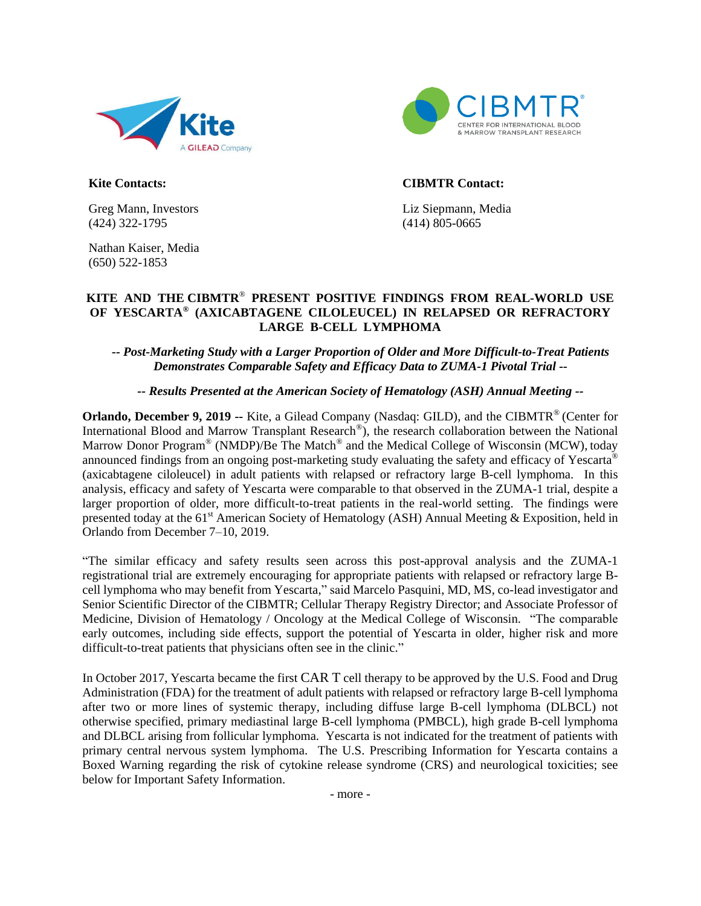**Kite Contacts:**

Greg Mann, Investors
(424) 322-1795

Nathan Kaiser, Media
(650) 522-1853

**CIBMTR Contact:**

Liz Siepmann, Media
(414) 805-0665

# KITE AND THE CIBMTR® PRESENT POSITIVE FINDINGS FROM REAL-WORLD USE OF YESCARTA® (AXICABTAGENE CILOLEUCEL) IN RELAPSED OR REFRACTORY LARGE B-CELL LYMPHOMA

***-- Post-Marketing Study with a Larger Proportion of Older and More Difficult-to-Treat Patients Demonstrates Comparable Safety and Efficacy Data to ZUMA-1 Pivotal Trial --***

***-- Results Presented at the American Society of Hematology (ASH) Annual Meeting --***

**Orlando, December 9, 2019 --** Kite, a Gilead Company (Nasdaq: GILD), and the CIBMTR® (Center for International Blood and Marrow Transplant Research®), the research collaboration between the National Marrow Donor Program® (NMDP)/Be The Match® and the Medical College of Wisconsin (MCW), today announced findings from an ongoing post-marketing study evaluating the safety and efficacy of Yescarta® (axicabtagene ciloleucel) in adult patients with relapsed or refractory large B-cell lymphoma. In this analysis, efficacy and safety of Yescarta were comparable to that observed in the ZUMA-1 trial, despite a larger proportion of older, more difficult-to-treat patients in the real-world setting. The findings were presented today at the 61st American Society of Hematology (ASH) Annual Meeting & Exposition, held in Orlando from December 7–10, 2019.

"The similar efficacy and safety results seen across this post-approval analysis and the ZUMA-1 registrational trial are extremely encouraging for appropriate patients with relapsed or refractory large B-cell lymphoma who may benefit from Yescarta," said Marcelo Pasquini, MD, MS, co-lead investigator and Senior Scientific Director of the CIBMTR; Cellular Therapy Registry Director; and Associate Professor of Medicine, Division of Hematology / Oncology at the Medical College of Wisconsin. "The comparable early outcomes, including side effects, support the potential of Yescarta in older, higher risk and more difficult-to-treat patients that physicians often see in the clinic."

In October 2017, Yescarta became the first CAR T cell therapy to be approved by the U.S. Food and Drug Administration (FDA) for the treatment of adult patients with relapsed or refractory large B-cell lymphoma after two or more lines of systemic therapy, including diffuse large B-cell lymphoma (DLBCL) not otherwise specified, primary mediastinal large B-cell lymphoma (PMBCL), high grade B-cell lymphoma and DLBCL arising from follicular lymphoma. Yescarta is not indicated for the treatment of patients with primary central nervous system lymphoma. The U.S. Prescribing Information for Yescarta contains a Boxed Warning regarding the risk of cytokine release syndrome (CRS) and neurological toxicities; see below for Important Safety Information.

- more -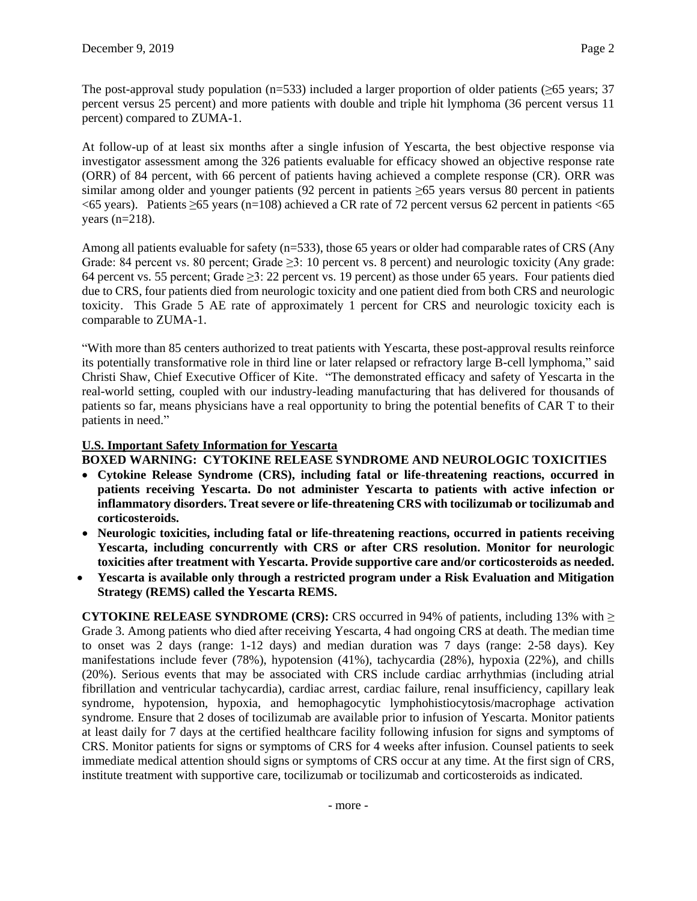The post-approval study population (n=533) included a larger proportion of older patients (≥65 years; 37 percent versus 25 percent) and more patients with double and triple hit lymphoma (36 percent versus 11 percent) compared to ZUMA-1.

At follow-up of at least six months after a single infusion of Yescarta, the best objective response via investigator assessment among the 326 patients evaluable for efficacy showed an objective response rate (ORR) of 84 percent, with 66 percent of patients having achieved a complete response (CR). ORR was similar among older and younger patients (92 percent in patients ≥65 years versus 80 percent in patients <65 years). Patients ≥65 years (n=108) achieved a CR rate of 72 percent versus 62 percent in patients <65 years (n=218).

Among all patients evaluable for safety (n=533), those 65 years or older had comparable rates of CRS (Any Grade: 84 percent vs. 80 percent; Grade ≥3: 10 percent vs. 8 percent) and neurologic toxicity (Any grade: 64 percent vs. 55 percent; Grade ≥3: 22 percent vs. 19 percent) as those under 65 years. Four patients died due to CRS, four patients died from neurologic toxicity and one patient died from both CRS and neurologic toxicity. This Grade 5 AE rate of approximately 1 percent for CRS and neurologic toxicity each is comparable to ZUMA-1.

"With more than 85 centers authorized to treat patients with Yescarta, these post-approval results reinforce its potentially transformative role in third line or later relapsed or refractory large B-cell lymphoma," said Christi Shaw, Chief Executive Officer of Kite. "The demonstrated efficacy and safety of Yescarta in the real-world setting, coupled with our industry-leading manufacturing that has delivered for thousands of patients so far, means physicians have a real opportunity to bring the potential benefits of CAR T to their patients in need."

**U.S. Important Safety Information for Yescarta**

**BOXED WARNING: CYTOKINE RELEASE SYNDROME AND NEUROLOGIC TOXICITIES**

- **Cytokine Release Syndrome (CRS), including fatal or life-threatening reactions, occurred in patients receiving Yescarta. Do not administer Yescarta to patients with active infection or inflammatory disorders. Treat severe or life-threatening CRS with tocilizumab or tocilizumab and corticosteroids.**
- **Neurologic toxicities, including fatal or life-threatening reactions, occurred in patients receiving Yescarta, including concurrently with CRS or after CRS resolution. Monitor for neurologic toxicities after treatment with Yescarta. Provide supportive care and/or corticosteroids as needed.**
- **Yescarta is available only through a restricted program under a Risk Evaluation and Mitigation Strategy (REMS) called the Yescarta REMS.**

**CYTOKINE RELEASE SYNDROME (CRS):** CRS occurred in 94% of patients, including 13% with ≥ Grade 3. Among patients who died after receiving Yescarta, 4 had ongoing CRS at death. The median time to onset was 2 days (range: 1-12 days) and median duration was 7 days (range: 2-58 days). Key manifestations include fever (78%), hypotension (41%), tachycardia (28%), hypoxia (22%), and chills (20%). Serious events that may be associated with CRS include cardiac arrhythmias (including atrial fibrillation and ventricular tachycardia), cardiac arrest, cardiac failure, renal insufficiency, capillary leak syndrome, hypotension, hypoxia, and hemophagocytic lymphohistiocytosis/macrophage activation syndrome. Ensure that 2 doses of tocilizumab are available prior to infusion of Yescarta. Monitor patients at least daily for 7 days at the certified healthcare facility following infusion for signs and symptoms of CRS. Monitor patients for signs or symptoms of CRS for 4 weeks after infusion. Counsel patients to seek immediate medical attention should signs or symptoms of CRS occur at any time. At the first sign of CRS, institute treatment with supportive care, tocilizumab or tocilizumab and corticosteroids as indicated.

- more -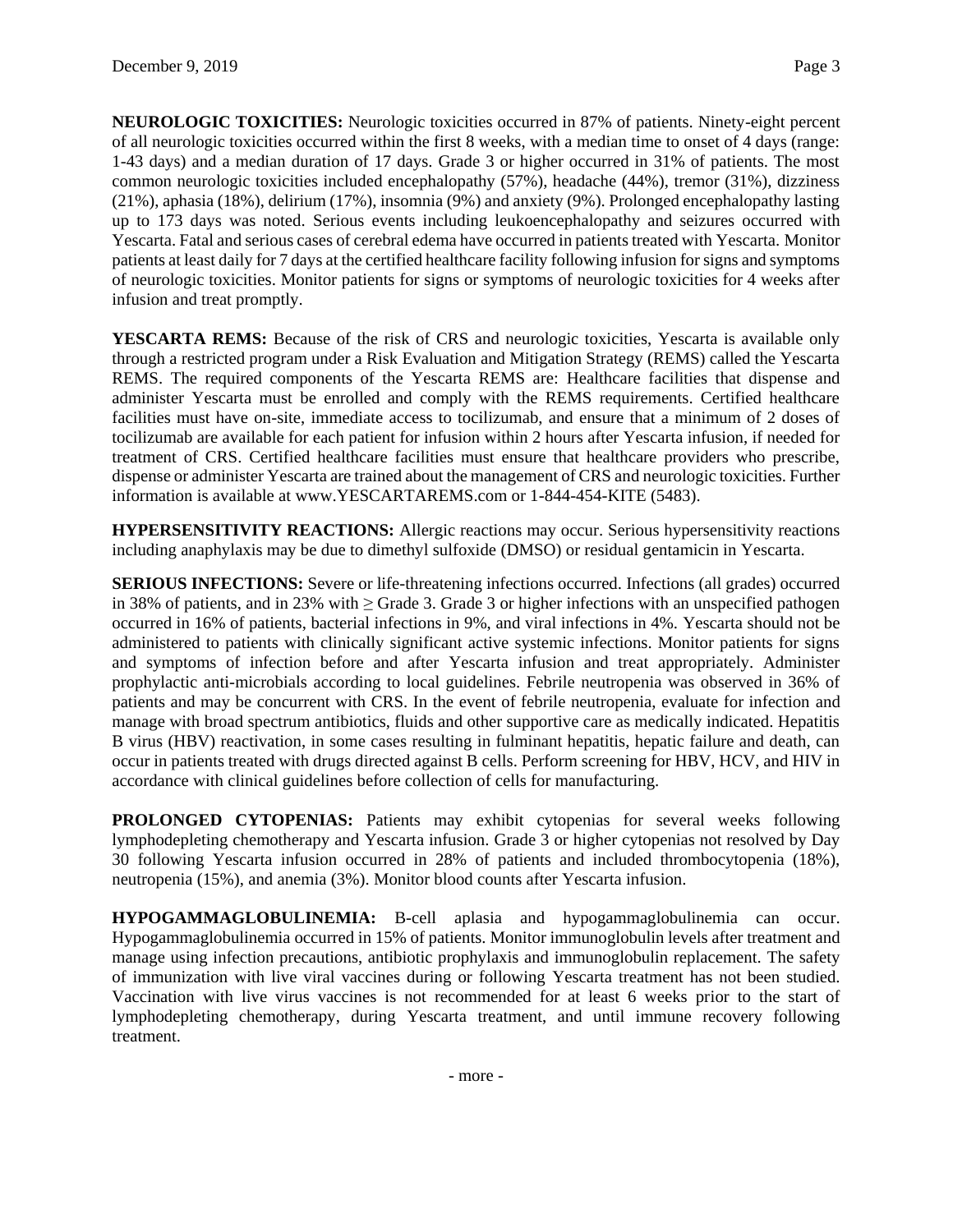**NEUROLOGIC TOXICITIES:** Neurologic toxicities occurred in 87% of patients. Ninety-eight percent of all neurologic toxicities occurred within the first 8 weeks, with a median time to onset of 4 days (range: 1-43 days) and a median duration of 17 days. Grade 3 or higher occurred in 31% of patients. The most common neurologic toxicities included encephalopathy (57%), headache (44%), tremor (31%), dizziness (21%), aphasia (18%), delirium (17%), insomnia (9%) and anxiety (9%). Prolonged encephalopathy lasting up to 173 days was noted. Serious events including leukoencephalopathy and seizures occurred with Yescarta. Fatal and serious cases of cerebral edema have occurred in patients treated with Yescarta. Monitor patients at least daily for 7 days at the certified healthcare facility following infusion for signs and symptoms of neurologic toxicities. Monitor patients for signs or symptoms of neurologic toxicities for 4 weeks after infusion and treat promptly.

**YESCARTA REMS:** Because of the risk of CRS and neurologic toxicities, Yescarta is available only through a restricted program under a Risk Evaluation and Mitigation Strategy (REMS) called the Yescarta REMS. The required components of the Yescarta REMS are: Healthcare facilities that dispense and administer Yescarta must be enrolled and comply with the REMS requirements. Certified healthcare facilities must have on-site, immediate access to tocilizumab, and ensure that a minimum of 2 doses of tocilizumab are available for each patient for infusion within 2 hours after Yescarta infusion, if needed for treatment of CRS. Certified healthcare facilities must ensure that healthcare providers who prescribe, dispense or administer Yescarta are trained about the management of CRS and neurologic toxicities. Further information is available at www.YESCARTAREMS.com or 1-844-454-KITE (5483).

**HYPERSENSITIVITY REACTIONS:** Allergic reactions may occur. Serious hypersensitivity reactions including anaphylaxis may be due to dimethyl sulfoxide (DMSO) or residual gentamicin in Yescarta.

**SERIOUS INFECTIONS:** Severe or life-threatening infections occurred. Infections (all grades) occurred in 38% of patients, and in 23% with ≥ Grade 3. Grade 3 or higher infections with an unspecified pathogen occurred in 16% of patients, bacterial infections in 9%, and viral infections in 4%. Yescarta should not be administered to patients with clinically significant active systemic infections. Monitor patients for signs and symptoms of infection before and after Yescarta infusion and treat appropriately. Administer prophylactic anti-microbials according to local guidelines. Febrile neutropenia was observed in 36% of patients and may be concurrent with CRS. In the event of febrile neutropenia, evaluate for infection and manage with broad spectrum antibiotics, fluids and other supportive care as medically indicated. Hepatitis B virus (HBV) reactivation, in some cases resulting in fulminant hepatitis, hepatic failure and death, can occur in patients treated with drugs directed against B cells. Perform screening for HBV, HCV, and HIV in accordance with clinical guidelines before collection of cells for manufacturing.

**PROLONGED CYTOPENIAS:** Patients may exhibit cytopenias for several weeks following lymphodepleting chemotherapy and Yescarta infusion. Grade 3 or higher cytopenias not resolved by Day 30 following Yescarta infusion occurred in 28% of patients and included thrombocytopenia (18%), neutropenia (15%), and anemia (3%). Monitor blood counts after Yescarta infusion.

**HYPOGAMMAGLOBULINEMIA:** B-cell aplasia and hypogammaglobulinemia can occur. Hypogammaglobulinemia occurred in 15% of patients. Monitor immunoglobulin levels after treatment and manage using infection precautions, antibiotic prophylaxis and immunoglobulin replacement. The safety of immunization with live viral vaccines during or following Yescarta treatment has not been studied. Vaccination with live virus vaccines is not recommended for at least 6 weeks prior to the start of lymphodepleting chemotherapy, during Yescarta treatment, and until immune recovery following treatment.

- more -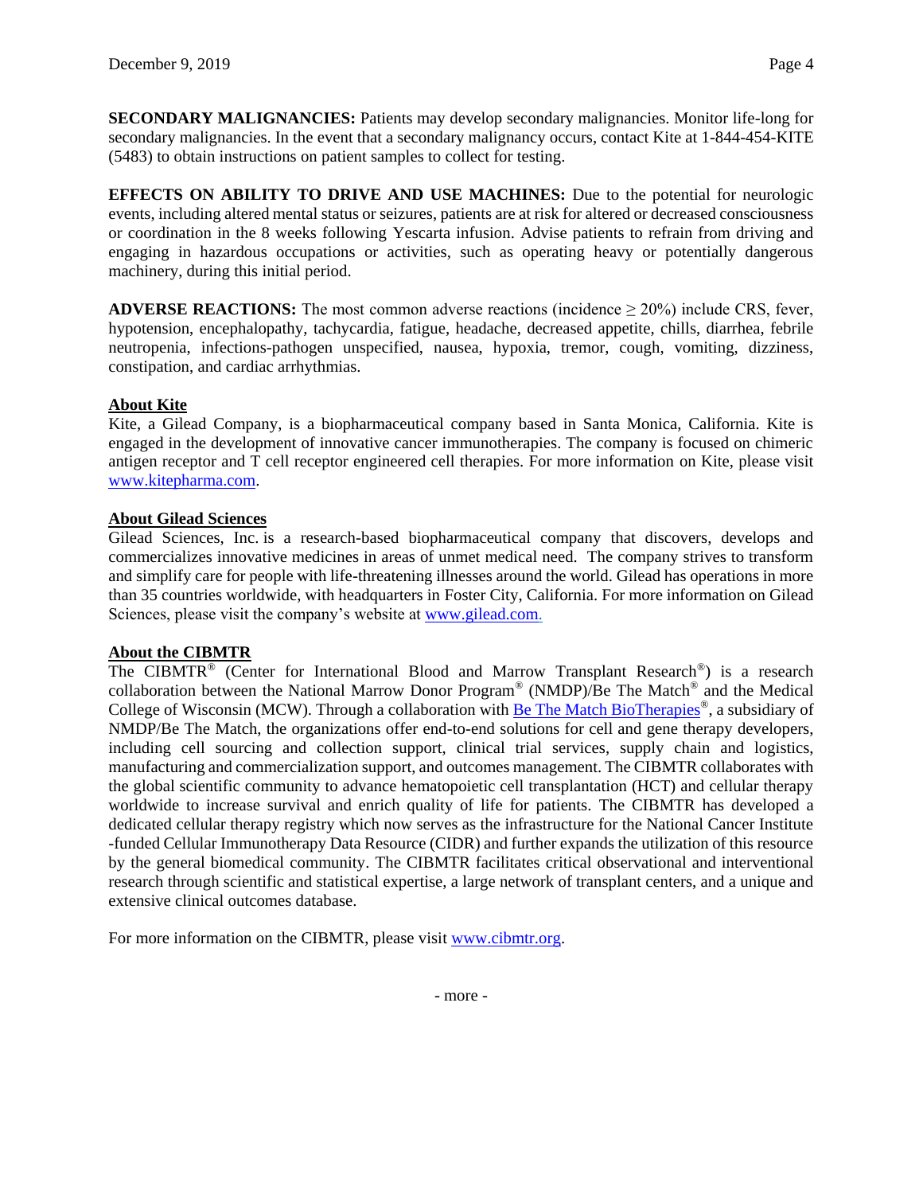**SECONDARY MALIGNANCIES:** Patients may develop secondary malignancies. Monitor life-long for secondary malignancies. In the event that a secondary malignancy occurs, contact Kite at 1-844-454-KITE (5483) to obtain instructions on patient samples to collect for testing.

**EFFECTS ON ABILITY TO DRIVE AND USE MACHINES:** Due to the potential for neurologic events, including altered mental status or seizures, patients are at risk for altered or decreased consciousness or coordination in the 8 weeks following Yescarta infusion. Advise patients to refrain from driving and engaging in hazardous occupations or activities, such as operating heavy or potentially dangerous machinery, during this initial period.

**ADVERSE REACTIONS:** The most common adverse reactions (incidence ≥ 20%) include CRS, fever, hypotension, encephalopathy, tachycardia, fatigue, headache, decreased appetite, chills, diarrhea, febrile neutropenia, infections-pathogen unspecified, nausea, hypoxia, tremor, cough, vomiting, dizziness, constipation, and cardiac arrhythmias.

**<u>About Kite</u>**

Kite, a Gilead Company, is a biopharmaceutical company based in Santa Monica, California. Kite is engaged in the development of innovative cancer immunotherapies. The company is focused on chimeric antigen receptor and T cell receptor engineered cell therapies. For more information on Kite, please visit www.kitepharma.com.

**<u>About Gilead Sciences</u>**

Gilead Sciences, Inc. is a research-based biopharmaceutical company that discovers, develops and commercializes innovative medicines in areas of unmet medical need. The company strives to transform and simplify care for people with life-threatening illnesses around the world. Gilead has operations in more than 35 countries worldwide, with headquarters in Foster City, California. For more information on Gilead Sciences, please visit the company's website at www.gilead.com.

**<u>About the CIBMTR</u>**

The CIBMTR® (Center for International Blood and Marrow Transplant Research®) is a research collaboration between the National Marrow Donor Program® (NMDP)/Be The Match® and the Medical College of Wisconsin (MCW). Through a collaboration with Be The Match BioTherapies®, a subsidiary of NMDP/Be The Match, the organizations offer end-to-end solutions for cell and gene therapy developers, including cell sourcing and collection support, clinical trial services, supply chain and logistics, manufacturing and commercialization support, and outcomes management. The CIBMTR collaborates with the global scientific community to advance hematopoietic cell transplantation (HCT) and cellular therapy worldwide to increase survival and enrich quality of life for patients. The CIBMTR has developed a dedicated cellular therapy registry which now serves as the infrastructure for the National Cancer Institute -funded Cellular Immunotherapy Data Resource (CIDR) and further expands the utilization of this resource by the general biomedical community. The CIBMTR facilitates critical observational and interventional research through scientific and statistical expertise, a large network of transplant centers, and a unique and extensive clinical outcomes database.

For more information on the CIBMTR, please visit www.cibmtr.org.

- more -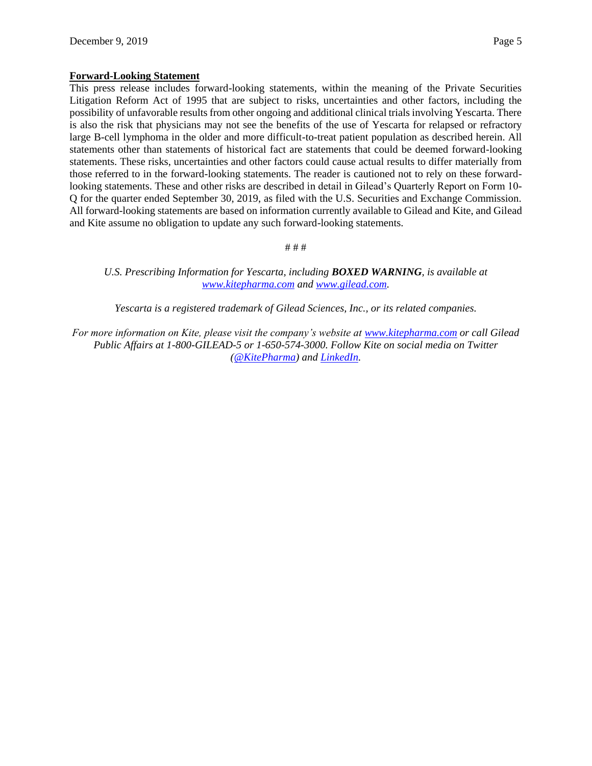**Forward-Looking Statement**

This press release includes forward-looking statements, within the meaning of the Private Securities Litigation Reform Act of 1995 that are subject to risks, uncertainties and other factors, including the possibility of unfavorable results from other ongoing and additional clinical trials involving Yescarta. There is also the risk that physicians may not see the benefits of the use of Yescarta for relapsed or refractory large B-cell lymphoma in the older and more difficult-to-treat patient population as described herein. All statements other than statements of historical fact are statements that could be deemed forward-looking statements. These risks, uncertainties and other factors could cause actual results to differ materially from those referred to in the forward-looking statements. The reader is cautioned not to rely on these forward-looking statements. These and other risks are described in detail in Gilead's Quarterly Report on Form 10-Q for the quarter ended September 30, 2019, as filed with the U.S. Securities and Exchange Commission. All forward-looking statements are based on information currently available to Gilead and Kite, and Gilead and Kite assume no obligation to update any such forward-looking statements.

# # #

*U.S. Prescribing Information for Yescarta, including **BOXED WARNING**, is available at [www.kitepharma.com](http://www.kitepharma.com) and [www.gilead.com](http://www.gilead.com).*

*Yescarta is a registered trademark of Gilead Sciences, Inc., or its related companies.*

*For more information on Kite, please visit the company's website at [www.kitepharma.com](http://www.kitepharma.com) or call Gilead Public Affairs at 1-800-GILEAD-5 or 1-650-574-3000. Follow Kite on social media on Twitter ([@KitePharma]) and [LinkedIn].*